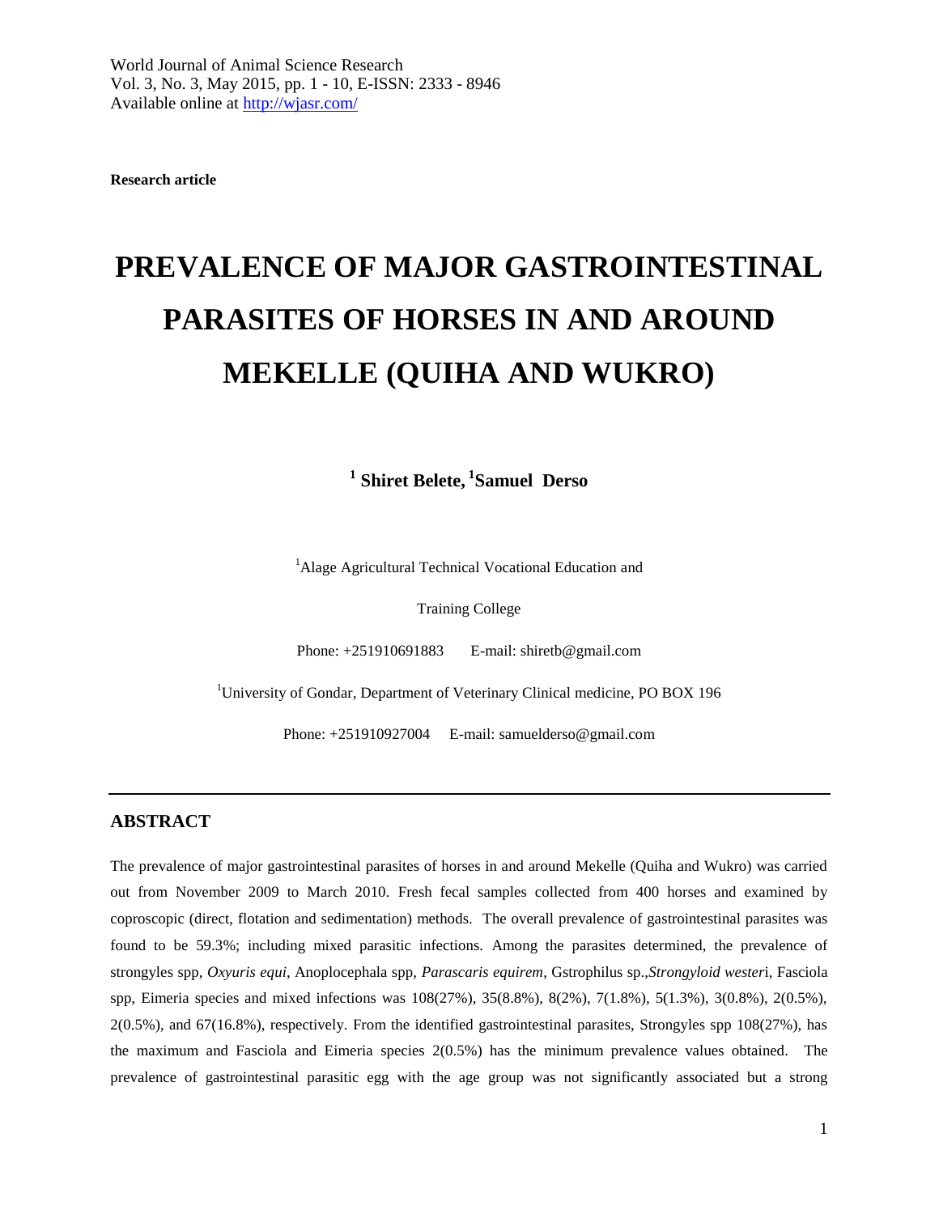Research article

# PREVALENCE OF MAJOR GASTROINTESTINAL PARASITES OF HORSES IN AND AROUND MEKELLE (QUIHA AND WUKRO)

**[1] Shiret Belete, [1]Samuel Derso**

[1]Alage Agricultural Technical Vocational Education and Training College

Phone: +251910691883 E-mail: shiretb@gmail.com

[1]University of Gondar, Department of Veterinary Clinical medicine, PO BOX 196

Phone: +251910927004 E-mail: samuelderso@gmail.com

## ABSTRACT

The prevalence of major gastrointestinal parasites of horses in and around Mekelle (Quiha and Wukro) was carried out from November 2009 to March 2010. Fresh fecal samples collected from 400 horses and examined by coproscopic (direct, flotation and sedimentation) methods. The overall prevalence of gastrointestinal parasites was found to be 59.3%; including mixed parasitic infections. Among the parasites determined, the prevalence of strongyles spp, *Oxyuris equi*, Anoplocephala spp, *Parascaris equirem*, Gstrophilus sp.,*Strongyloid wester*i, Fasciola spp, Eimeria species and mixed infections was 108(27%), 35(8.8%), 8(2%), 7(1.8%), 5(1.3%), 3(0.8%), 2(0.5%), 2(0.5%), and 67(16.8%), respectively. From the identified gastrointestinal parasites, Strongyles spp 108(27%), has the maximum and Fasciola and Eimeria species 2(0.5%) has the minimum prevalence values obtained. The prevalence of gastrointestinal parasitic egg with the age group was not significantly associated but a strong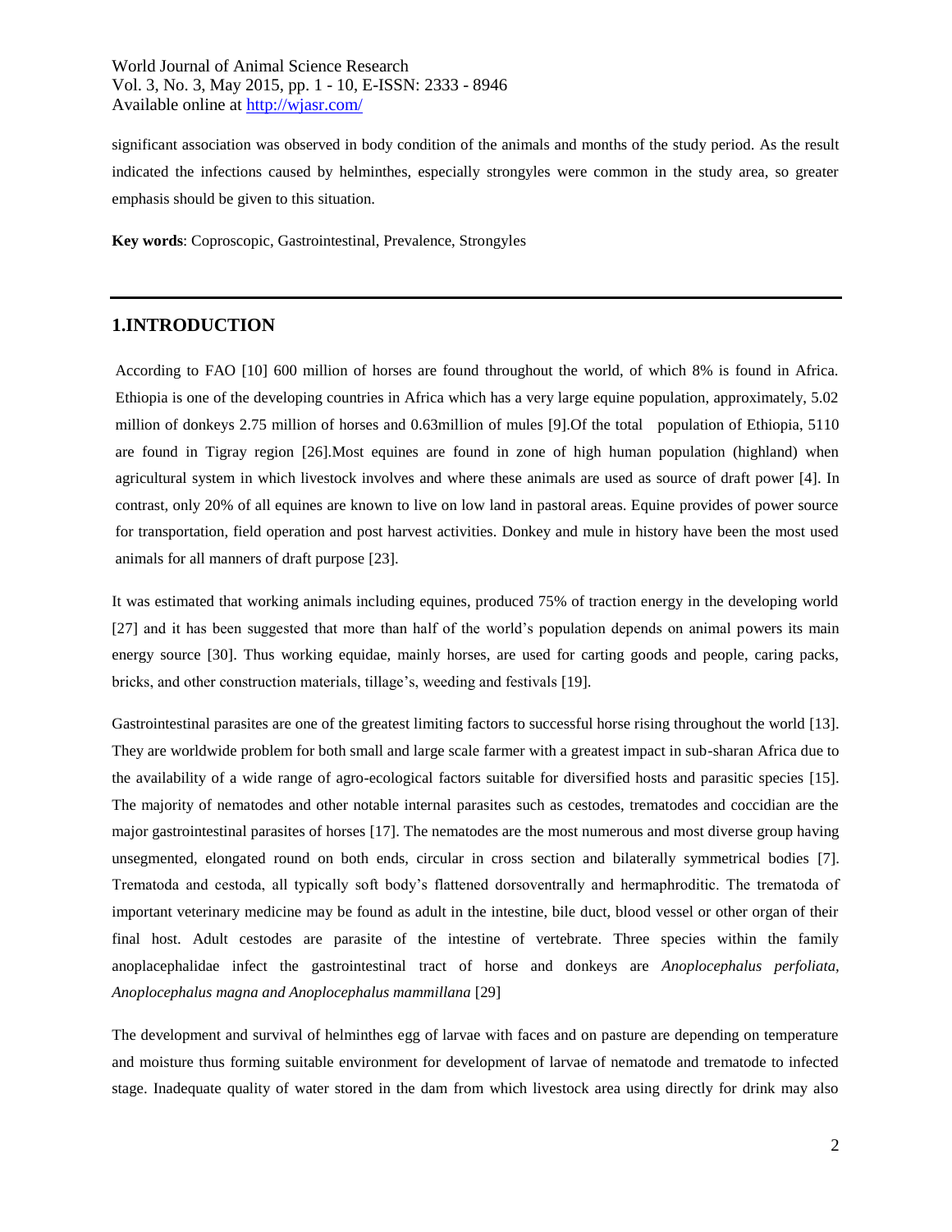significant association was observed in body condition of the animals and months of the study period. As the result indicated the infections caused by helminthes, especially strongyles were common in the study area, so greater emphasis should be given to this situation.

**Key words**: Coproscopic, Gastrointestinal, Prevalence, Strongyles

## 1.INTRODUCTION

According to FAO [10] 600 million of horses are found throughout the world, of which 8% is found in Africa. Ethiopia is one of the developing countries in Africa which has a very large equine population, approximately, 5.02 million of donkeys 2.75 million of horses and 0.63million of mules [9].Of the total population of Ethiopia, 5110 are found in Tigray region [26].Most equines are found in zone of high human population (highland) when agricultural system in which livestock involves and where these animals are used as source of draft power [4]. In contrast, only 20% of all equines are known to live on low land in pastoral areas. Equine provides of power source for transportation, field operation and post harvest activities. Donkey and mule in history have been the most used animals for all manners of draft purpose [23].

It was estimated that working animals including equines, produced 75% of traction energy in the developing world [27] and it has been suggested that more than half of the world's population depends on animal powers its main energy source [30]. Thus working equidae, mainly horses, are used for carting goods and people, caring packs, bricks, and other construction materials, tillage's, weeding and festivals [19].

Gastrointestinal parasites are one of the greatest limiting factors to successful horse rising throughout the world [13]. They are worldwide problem for both small and large scale farmer with a greatest impact in sub-sharan Africa due to the availability of a wide range of agro-ecological factors suitable for diversified hosts and parasitic species [15]. The majority of nematodes and other notable internal parasites such as cestodes, trematodes and coccidian are the major gastrointestinal parasites of horses [17]. The nematodes are the most numerous and most diverse group having unsegmented, elongated round on both ends, circular in cross section and bilaterally symmetrical bodies [7]. Trematoda and cestoda, all typically soft body's flattened dorsoventrally and hermaphroditic. The trematoda of important veterinary medicine may be found as adult in the intestine, bile duct, blood vessel or other organ of their final host. Adult cestodes are parasite of the intestine of vertebrate. Three species within the family anoplacephalidae infect the gastrointestinal tract of horse and donkeys are *Anoplocephalus perfoliata, Anoplocephalus magna and Anoplocephalus mammillana* [29]

The development and survival of helminthes egg of larvae with faces and on pasture are depending on temperature and moisture thus forming suitable environment for development of larvae of nematode and trematode to infected stage. Inadequate quality of water stored in the dam from which livestock area using directly for drink may also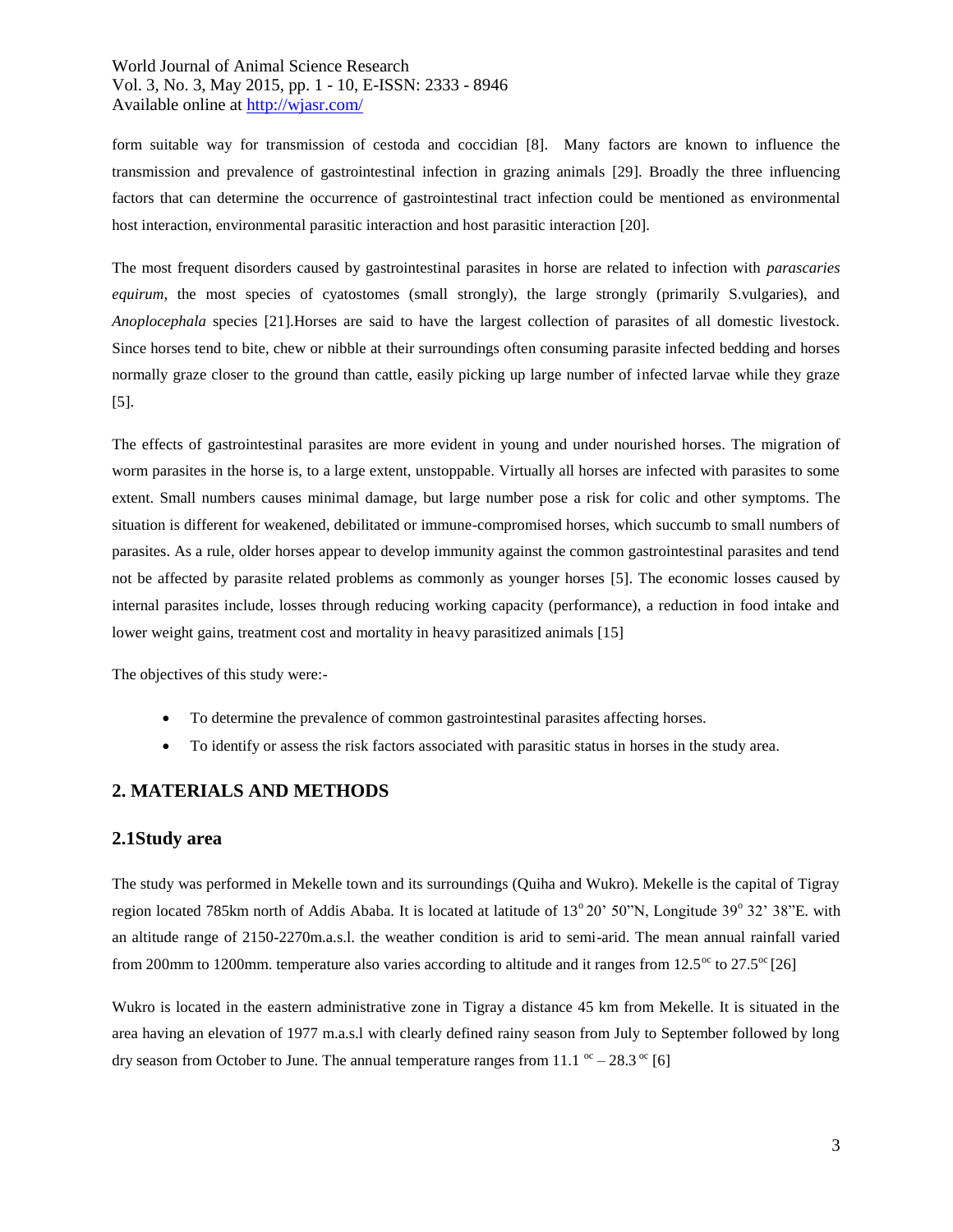form suitable way for transmission of cestoda and coccidian [8]. Many factors are known to influence the transmission and prevalence of gastrointestinal infection in grazing animals [29]. Broadly the three influencing factors that can determine the occurrence of gastrointestinal tract infection could be mentioned as environmental host interaction, environmental parasitic interaction and host parasitic interaction [20].

The most frequent disorders caused by gastrointestinal parasites in horse are related to infection with *parascaries equirum,* the most species of cyatostomes (small strongly), the large strongly (primarily S.vulgaries), and *Anoplocephala* species [21].Horses are said to have the largest collection of parasites of all domestic livestock. Since horses tend to bite, chew or nibble at their surroundings often consuming parasite infected bedding and horses normally graze closer to the ground than cattle, easily picking up large number of infected larvae while they graze [5].

The effects of gastrointestinal parasites are more evident in young and under nourished horses. The migration of worm parasites in the horse is, to a large extent, unstoppable. Virtually all horses are infected with parasites to some extent. Small numbers causes minimal damage, but large number pose a risk for colic and other symptoms. The situation is different for weakened, debilitated or immune-compromised horses, which succumb to small numbers of parasites. As a rule, older horses appear to develop immunity against the common gastrointestinal parasites and tend not be affected by parasite related problems as commonly as younger horses [5]. The economic losses caused by internal parasites include, losses through reducing working capacity (performance), a reduction in food intake and lower weight gains, treatment cost and mortality in heavy parasitized animals [15]

The objectives of this study were:-

- To determine the prevalence of common gastrointestinal parasites affecting horses.
- To identify or assess the risk factors associated with parasitic status in horses in the study area.

## 2. MATERIALS AND METHODS

### 2.1Study area

The study was performed in Mekelle town and its surroundings (Quiha and Wukro). Mekelle is the capital of Tigray region located 785km north of Addis Ababa. It is located at latitude of 13$^{o}$ 20' 50"N, Longitude 39$^{o}$ 32' 38"E. with an altitude range of 2150-2270m.a.s.l. the weather condition is arid to semi-arid. The mean annual rainfall varied from 200mm to 1200mm. temperature also varies according to altitude and it ranges from 12.5$^{oc}$ to 27.5$^{oc}$ [26]

Wukro is located in the eastern administrative zone in Tigray a distance 45 km from Mekelle. It is situated in the area having an elevation of 1977 m.a.s.l with clearly defined rainy season from July to September followed by long dry season from October to June. The annual temperature ranges from 11.1 $^{oc}$ – 28.3 $^{oc}$ [6]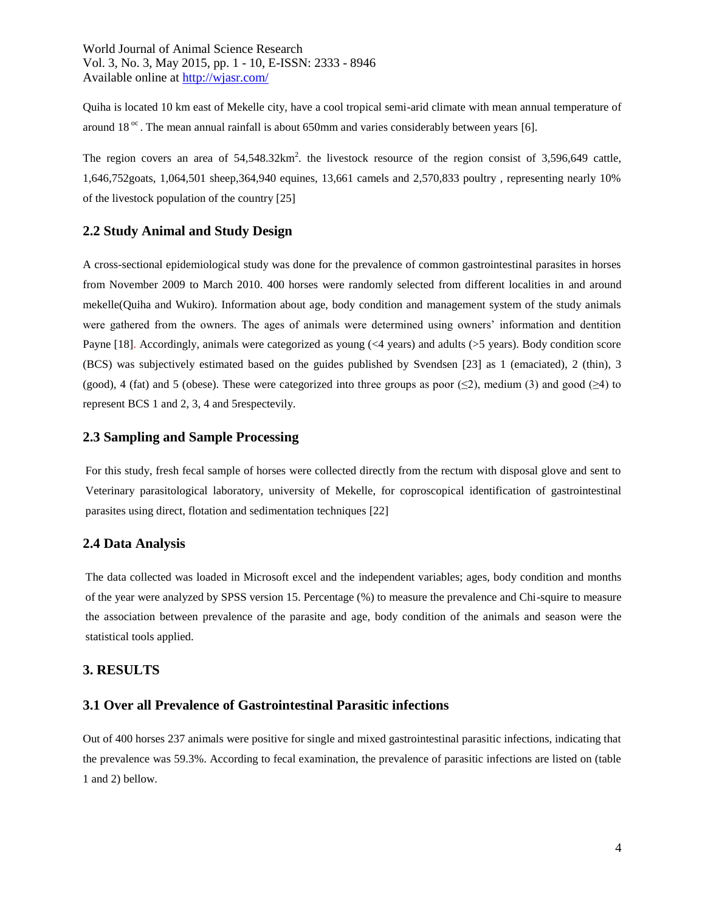Quiha is located 10 km east of Mekelle city, have a cool tropical semi-arid climate with mean annual temperature of around 18 $^{oc}$. The mean annual rainfall is about 650mm and varies considerably between years [6].

The region covers an area of 54,548.32km$^2$. the livestock resource of the region consist of 3,596,649 cattle, 1,646,752goats, 1,064,501 sheep,364,940 equines, 13,661 camels and 2,570,833 poultry , representing nearly 10% of the livestock population of the country [25]

## 2.2 Study Animal and Study Design

A cross-sectional epidemiological study was done for the prevalence of common gastrointestinal parasites in horses from November 2009 to March 2010. 400 horses were randomly selected from different localities in and around mekelle(Quiha and Wukiro). Information about age, body condition and management system of the study animals were gathered from the owners. The ages of animals were determined using owners' information and dentition Payne [18]. Accordingly, animals were categorized as young (<4 years) and adults (>5 years). Body condition score (BCS) was subjectively estimated based on the guides published by Svendsen [23] as 1 (emaciated), 2 (thin), 3 (good), 4 (fat) and 5 (obese). These were categorized into three groups as poor (≤2), medium (3) and good (≥4) to represent BCS 1 and 2, 3, 4 and 5respectevily.

## 2.3 Sampling and Sample Processing

For this study, fresh fecal sample of horses were collected directly from the rectum with disposal glove and sent to Veterinary parasitological laboratory, university of Mekelle, for coproscopical identification of gastrointestinal parasites using direct, flotation and sedimentation techniques [22]

## 2.4 Data Analysis

The data collected was loaded in Microsoft excel and the independent variables; ages, body condition and months of the year were analyzed by SPSS version 15. Percentage (%) to measure the prevalence and Chi-squire to measure the association between prevalence of the parasite and age, body condition of the animals and season were the statistical tools applied.

# 3. RESULTS

## 3.1 Over all Prevalence of Gastrointestinal Parasitic infections

Out of 400 horses 237 animals were positive for single and mixed gastrointestinal parasitic infections, indicating that the prevalence was 59.3%. According to fecal examination, the prevalence of parasitic infections are listed on (table 1 and 2) bellow.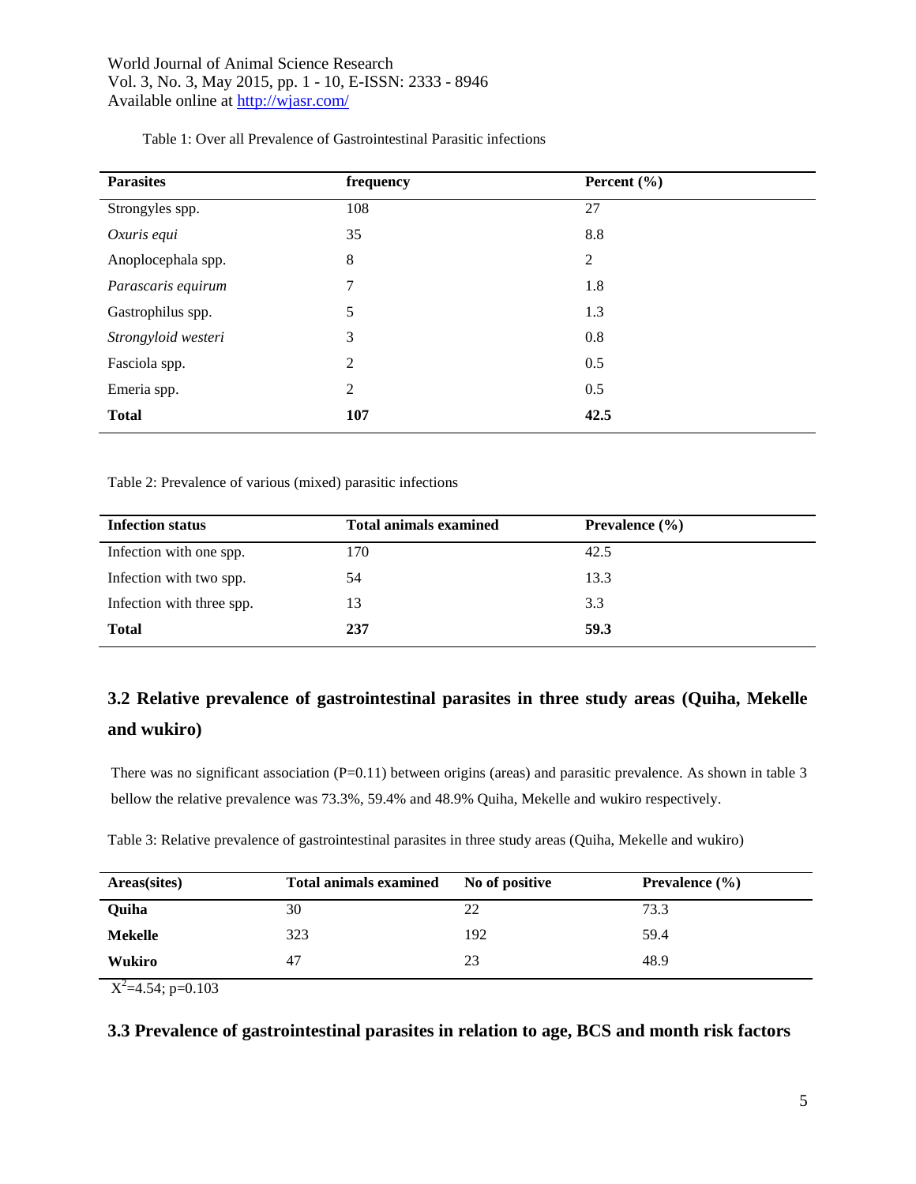Table 1: Over all Prevalence of Gastrointestinal Parasitic infections

| Parasites | frequency | Percent (%) |
|---|---|---|
| Strongyles spp. | 108 | 27 |
| *Oxuris equi* | 35 | 8.8 |
| Anoplocephala spp. | 8 | 2 |
| *Parascaris equirum* | 7 | 1.8 |
| Gastrophilus spp. | 5 | 1.3 |
| *Strongyloid westeri* | 3 | 0.8 |
| Fasciola spp. | 2 | 0.5 |
| Emeria spp. | 2 | 0.5 |
| **Total** | **107** | **42.5** |

Table 2: Prevalence of various (mixed) parasitic infections

| Infection status | Total animals examined | Prevalence (%) |
|---|---|---|
| Infection with one spp. | 170 | 42.5 |
| Infection with two spp. | 54 | 13.3 |
| Infection with three spp. | 13 | 3.3 |
| **Total** | **237** | **59.3** |

## 3.2 Relative prevalence of gastrointestinal parasites in three study areas (Quiha, Mekelle and wukiro)

There was no significant association (P=0.11) between origins (areas) and parasitic prevalence. As shown in table 3 bellow the relative prevalence was 73.3%, 59.4% and 48.9% Quiha, Mekelle and wukiro respectively.

Table 3: Relative prevalence of gastrointestinal parasites in three study areas (Quiha, Mekelle and wukiro)

| Areas(sites) | Total animals examined | No of positive | Prevalence (%) |
|---|---|---|---|
| **Quiha** | 30 | 22 | 73.3 |
| **Mekelle** | 323 | 192 | 59.4 |
| **Wukiro** | 47 | 23 | 48.9 |

$X^2$=4.54; p=0.103

## 3.3 Prevalence of gastrointestinal parasites in relation to age, BCS and month risk factors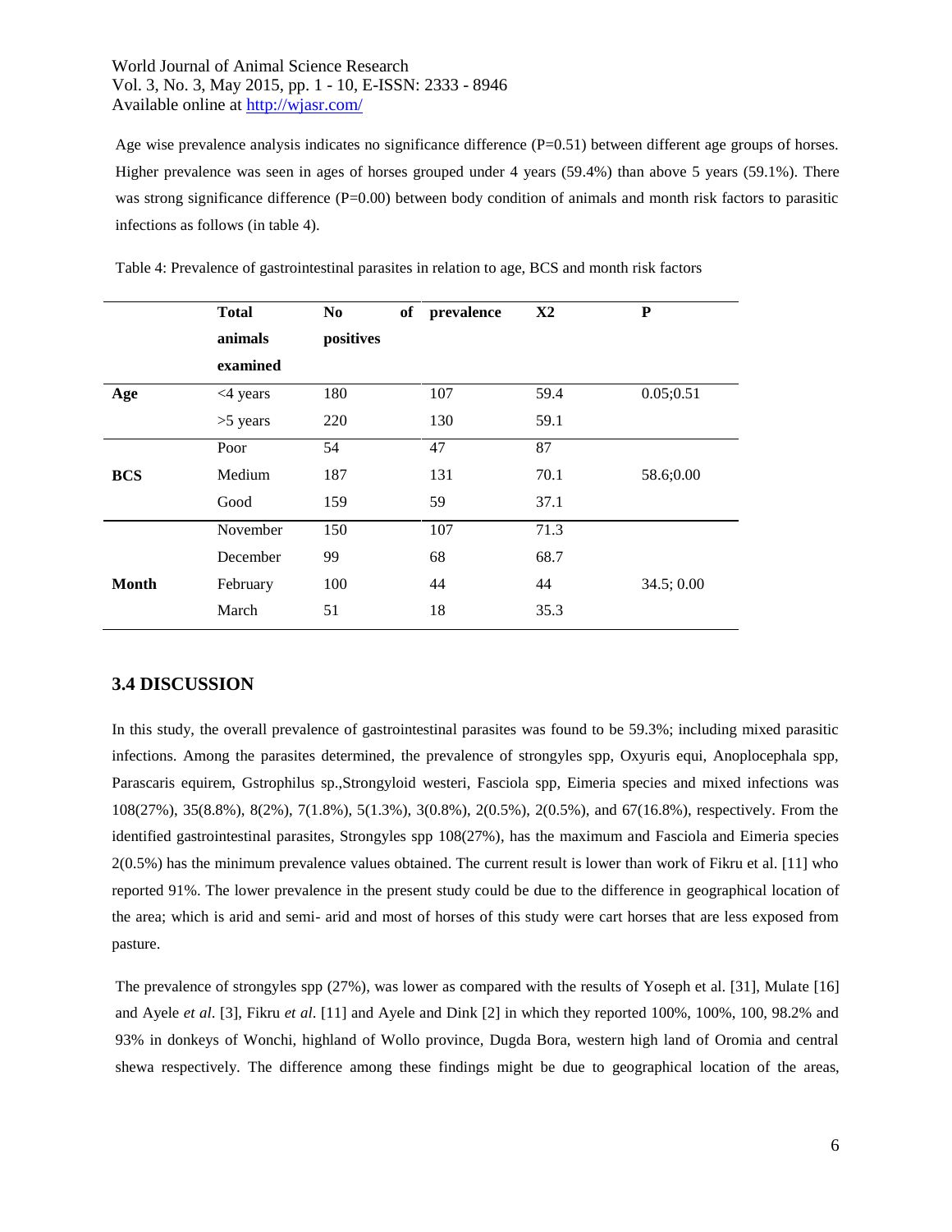Age wise prevalence analysis indicates no significance difference (P=0.51) between different age groups of horses. Higher prevalence was seen in ages of horses grouped under 4 years (59.4%) than above 5 years (59.1%). There was strong significance difference (P=0.00) between body condition of animals and month risk factors to parasitic infections as follows (in table 4).

Table 4: Prevalence of gastrointestinal parasites in relation to age, BCS and month risk factors

| | Total animals examined | No of positives | prevalence | X2 | P |
|---|---|---|---|---|---|
| **Age** | <4 years | 180 | 107 | 59.4 | 0.05;0.51 |
| | >5 years | 220 | 130 | 59.1 | |
| | Poor | 54 | 47 | 87 | |
| **BCS** | Medium | 187 | 131 | 70.1 | 58.6;0.00 |
| | Good | 159 | 59 | 37.1 | |
| | November | 150 | 107 | 71.3 | |
| | December | 99 | 68 | 68.7 | |
| **Month** | February | 100 | 44 | 44 | 34.5; 0.00 |
| | March | 51 | 18 | 35.3 | |

## 3.4 DISCUSSION

In this study, the overall prevalence of gastrointestinal parasites was found to be 59.3%; including mixed parasitic infections. Among the parasites determined, the prevalence of strongyles spp, Oxyuris equi, Anoplocephala spp, Parascaris equirem, Gstrophilus sp.,Strongyloid westeri, Fasciola spp, Eimeria species and mixed infections was 108(27%), 35(8.8%), 8(2%), 7(1.8%), 5(1.3%), 3(0.8%), 2(0.5%), 2(0.5%), and 67(16.8%), respectively. From the identified gastrointestinal parasites, Strongyles spp 108(27%), has the maximum and Fasciola and Eimeria species 2(0.5%) has the minimum prevalence values obtained. The current result is lower than work of Fikru et al. [11] who reported 91%. The lower prevalence in the present study could be due to the difference in geographical location of the area; which is arid and semi- arid and most of horses of this study were cart horses that are less exposed from pasture.

The prevalence of strongyles spp (27%), was lower as compared with the results of Yoseph et al. [31], Mulate [16] and Ayele *et al*. [3], Fikru *et al*. [11] and Ayele and Dink [2] in which they reported 100%, 100%, 100, 98.2% and 93% in donkeys of Wonchi, highland of Wollo province, Dugda Bora, western high land of Oromia and central shewa respectively. The difference among these findings might be due to geographical location of the areas,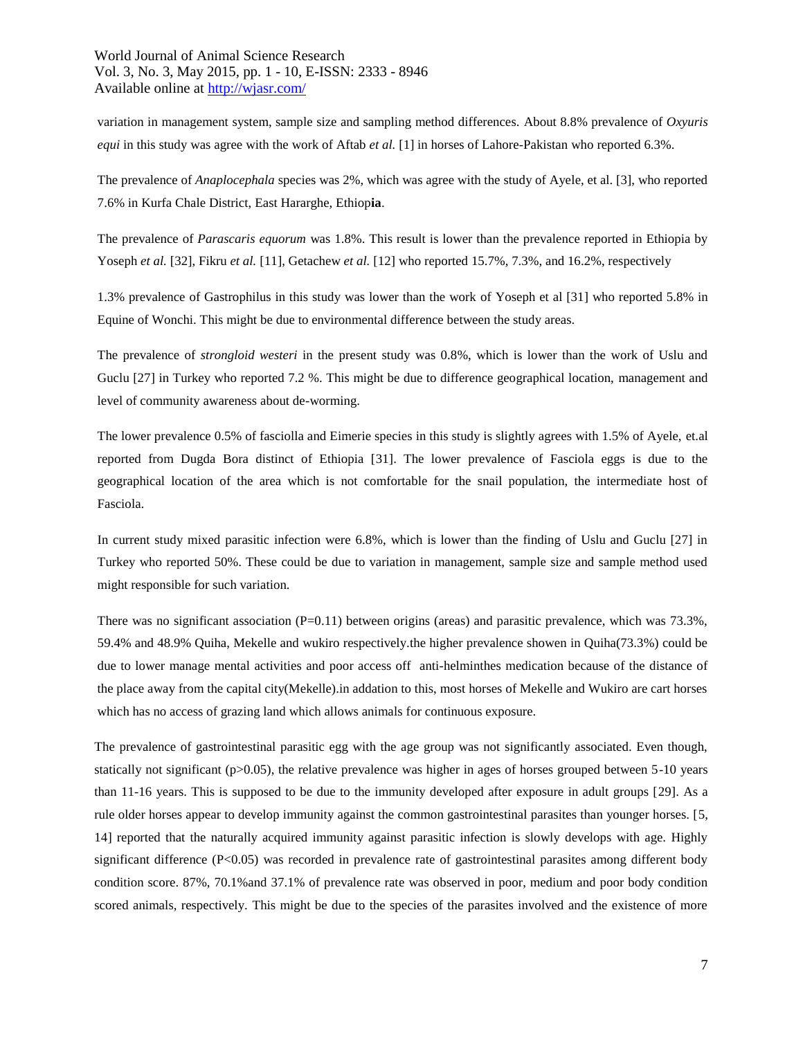variation in management system, sample size and sampling method differences. About 8.8% prevalence of *Oxyuris equi* in this study was agree with the work of Aftab *et al.* [1] in horses of Lahore-Pakistan who reported 6.3%.

The prevalence of *Anaplocephala* species was 2%, which was agree with the study of Ayele, et al. [3], who reported 7.6% in Kurfa Chale District, East Hararghe, Ethiop**ia**.

The prevalence of *Parascaris equorum* was 1.8%. This result is lower than the prevalence reported in Ethiopia by Yoseph *et al.* [32], Fikru *et al.* [11], Getachew *et al.* [12] who reported 15.7%, 7.3%, and 16.2%, respectively

1.3% prevalence of Gastrophilus in this study was lower than the work of Yoseph et al [31] who reported 5.8% in Equine of Wonchi. This might be due to environmental difference between the study areas.

The prevalence of *strongloid westeri* in the present study was 0.8%, which is lower than the work of Uslu and Guclu [27] in Turkey who reported 7.2 %. This might be due to difference geographical location, management and level of community awareness about de-worming.

The lower prevalence 0.5% of fasciolla and Eimerie species in this study is slightly agrees with 1.5% of Ayele, et.al reported from Dugda Bora distinct of Ethiopia [31]. The lower prevalence of Fasciola eggs is due to the geographical location of the area which is not comfortable for the snail population, the intermediate host of Fasciola.

In current study mixed parasitic infection were 6.8%, which is lower than the finding of Uslu and Guclu [27] in Turkey who reported 50%. These could be due to variation in management, sample size and sample method used might responsible for such variation.

There was no significant association (P=0.11) between origins (areas) and parasitic prevalence, which was 73.3%, 59.4% and 48.9% Quiha, Mekelle and wukiro respectively.the higher prevalence showen in Quiha(73.3%) could be due to lower manage mental activities and poor access off anti-helminthes medication because of the distance of the place away from the capital city(Mekelle).in addation to this, most horses of Mekelle and Wukiro are cart horses which has no access of grazing land which allows animals for continuous exposure.

The prevalence of gastrointestinal parasitic egg with the age group was not significantly associated. Even though, statically not significant (p>0.05), the relative prevalence was higher in ages of horses grouped between 5-10 years than 11-16 years. This is supposed to be due to the immunity developed after exposure in adult groups [29]. As a rule older horses appear to develop immunity against the common gastrointestinal parasites than younger horses. [5, 14] reported that the naturally acquired immunity against parasitic infection is slowly develops with age. Highly significant difference (P<0.05) was recorded in prevalence rate of gastrointestinal parasites among different body condition score. 87%, 70.1%and 37.1% of prevalence rate was observed in poor, medium and poor body condition scored animals, respectively. This might be due to the species of the parasites involved and the existence of more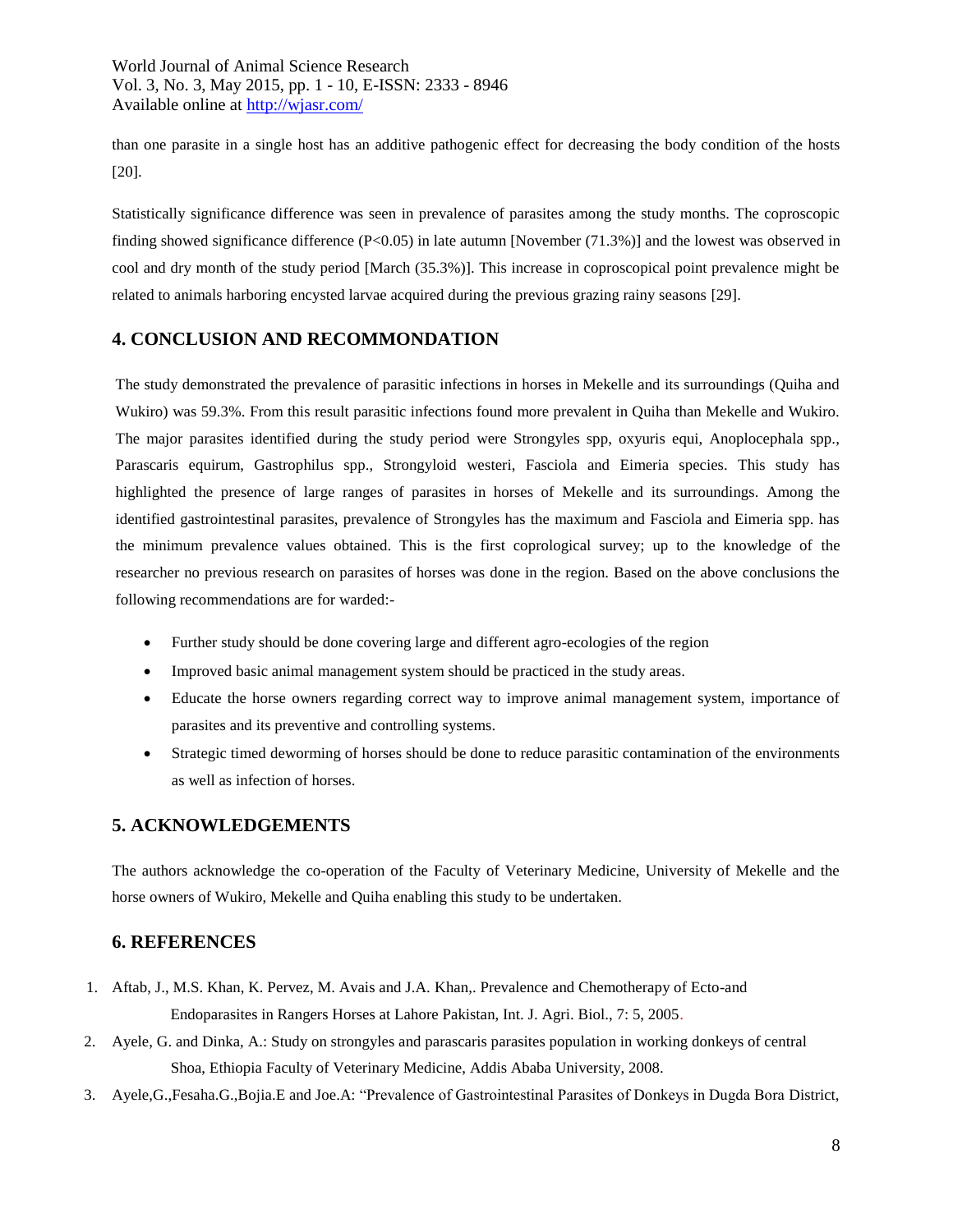than one parasite in a single host has an additive pathogenic effect for decreasing the body condition of the hosts [20].

Statistically significance difference was seen in prevalence of parasites among the study months. The coproscopic finding showed significance difference (P<0.05) in late autumn [November (71.3%)] and the lowest was observed in cool and dry month of the study period [March (35.3%)]. This increase in coproscopical point prevalence might be related to animals harboring encysted larvae acquired during the previous grazing rainy seasons [29].

## 4. CONCLUSION AND RECOMMONDATION

The study demonstrated the prevalence of parasitic infections in horses in Mekelle and its surroundings (Quiha and Wukiro) was 59.3%. From this result parasitic infections found more prevalent in Quiha than Mekelle and Wukiro. The major parasites identified during the study period were Strongyles spp, oxyuris equi, Anoplocephala spp., Parascaris equirum, Gastrophilus spp., Strongyloid westeri, Fasciola and Eimeria species. This study has highlighted the presence of large ranges of parasites in horses of Mekelle and its surroundings. Among the identified gastrointestinal parasites, prevalence of Strongyles has the maximum and Fasciola and Eimeria spp. has the minimum prevalence values obtained. This is the first coprological survey; up to the knowledge of the researcher no previous research on parasites of horses was done in the region. Based on the above conclusions the following recommendations are for warded:-

- Further study should be done covering large and different agro-ecologies of the region
- Improved basic animal management system should be practiced in the study areas.
- Educate the horse owners regarding correct way to improve animal management system, importance of parasites and its preventive and controlling systems.
- Strategic timed deworming of horses should be done to reduce parasitic contamination of the environments as well as infection of horses.

## 5. ACKNOWLEDGEMENTS

The authors acknowledge the co-operation of the Faculty of Veterinary Medicine, University of Mekelle and the horse owners of Wukiro, Mekelle and Quiha enabling this study to be undertaken.

## 6. REFERENCES

1. Aftab, J., M.S. Khan, K. Pervez, M. Avais and J.A. Khan,. Prevalence and Chemotherapy of Ecto-and Endoparasites in Rangers Horses at Lahore Pakistan, Int. J. Agri. Biol., 7: 5, 2005.
2. Ayele, G. and Dinka, A.: Study on strongyles and parascaris parasites population in working donkeys of central Shoa, Ethiopia Faculty of Veterinary Medicine, Addis Ababa University, 2008.
3. Ayele,G.,Fesaha.G.,Bojia.E and Joe.A: "Prevalence of Gastrointestinal Parasites of Donkeys in Dugda Bora District,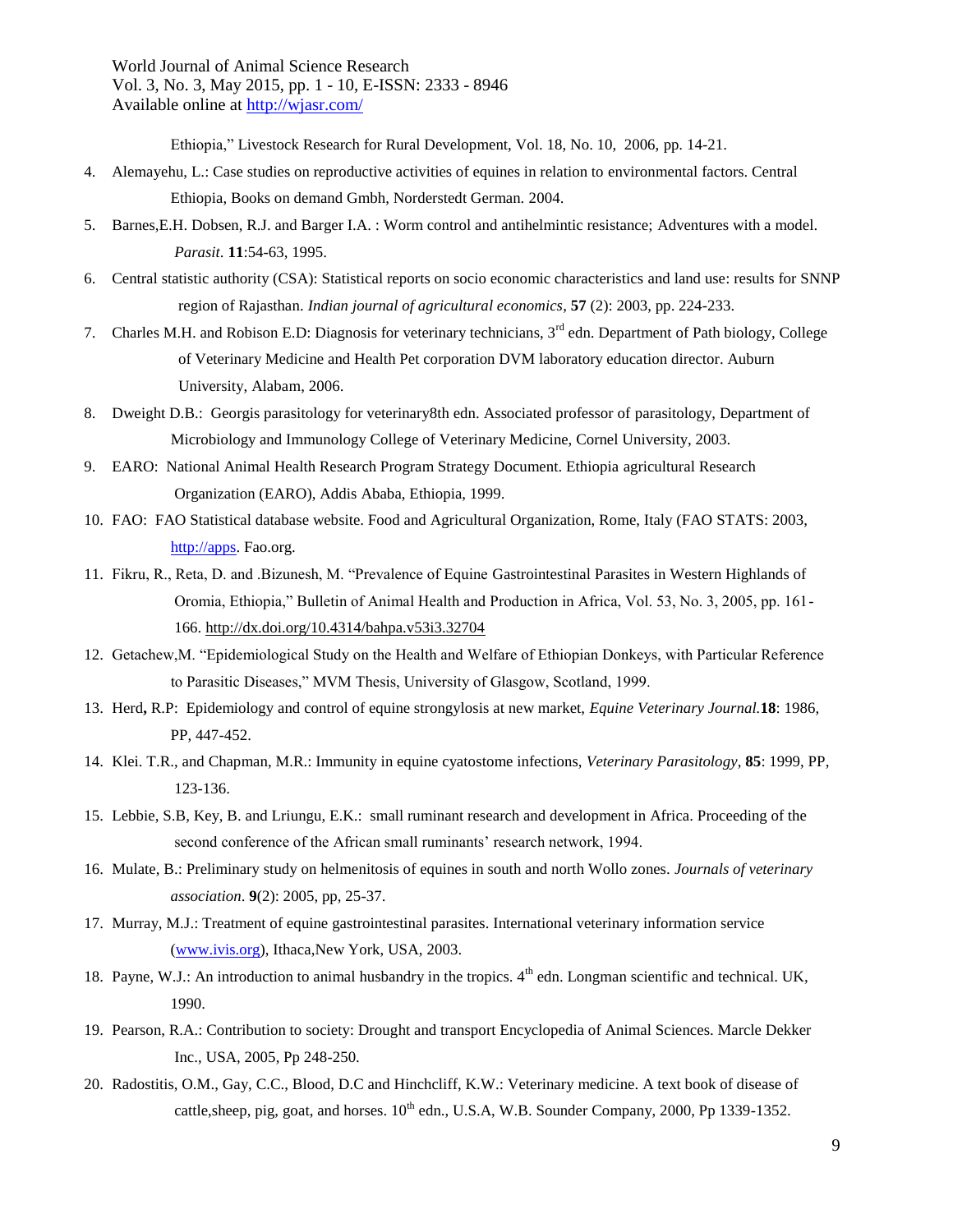Ethiopia," Livestock Research for Rural Development, Vol. 18, No. 10, 2006, pp. 14-21.

4. Alemayehu, L.: Case studies on reproductive activities of equines in relation to environmental factors. Central Ethiopia, Books on demand Gmbh, Norderstedt German. 2004.
5. Barnes,E.H. Dobsen, R.J. and Barger I.A. : Worm control and antihelmintic resistance; Adventures with a model. *Parasit*. **11**:54-63, 1995.
6. Central statistic authority (CSA): Statistical reports on socio economic characteristics and land use: results for SNNP region of Rajasthan. *Indian journal of agricultural economics*, **57** (2): 2003, pp. 224-233.
7. Charles M.H. and Robison E.D: Diagnosis for veterinary technicians, 3rd edn. Department of Path biology, College of Veterinary Medicine and Health Pet corporation DVM laboratory education director. Auburn University, Alabam, 2006.
8. Dweight D.B.: Georgis parasitology for veterinary8th edn. Associated professor of parasitology, Department of Microbiology and Immunology College of Veterinary Medicine, Cornel University, 2003.
9. EARO: National Animal Health Research Program Strategy Document. Ethiopia agricultural Research Organization (EARO), Addis Ababa, Ethiopia, 1999.
10. FAO: FAO Statistical database website. Food and Agricultural Organization, Rome, Italy (FAO STATS: 2003, http://apps. Fao.org.
11. Fikru, R., Reta, D. and .Bizunesh, M. "Prevalence of Equine Gastrointestinal Parasites in Western Highlands of Oromia, Ethiopia," Bulletin of Animal Health and Production in Africa, Vol. 53, No. 3, 2005, pp. 161-166. http://dx.doi.org/10.4314/bahpa.v53i3.32704
12. Getachew,M. "Epidemiological Study on the Health and Welfare of Ethiopian Donkeys, with Particular Reference to Parasitic Diseases," MVM Thesis, University of Glasgow, Scotland, 1999.
13. Herd**,** R.P: Epidemiology and control of equine strongylosis at new market, *Equine Veterinary Journal.***18**: 1986, PP, 447-452.
14. Klei. T.R., and Chapman, M.R.: Immunity in equine cyatostome infections, *Veterinary Parasitology,* **85**: 1999, PP, 123-136.
15. Lebbie, S.B, Key, B. and Lriungu, E.K.: small ruminant research and development in Africa. Proceeding of the second conference of the African small ruminants' research network, 1994.
16. Mulate, B.: Preliminary study on helmenitosis of equines in south and north Wollo zones. *Journals of veterinary association*. **9**(2): 2005, pp, 25-37.
17. Murray, M.J.: Treatment of equine gastrointestinal parasites. International veterinary information service (www.ivis.org), Ithaca,New York, USA, 2003.
18. Payne, W.J.: An introduction to animal husbandry in the tropics. 4th edn. Longman scientific and technical. UK, 1990.
19. Pearson, R.A.: Contribution to society: Drought and transport Encyclopedia of Animal Sciences. Marcle Dekker Inc., USA, 2005, Pp 248-250.
20. Radostitis, O.M., Gay, C.C., Blood, D.C and Hinchcliff, K.W.: Veterinary medicine. A text book of disease of cattle,sheep, pig, goat, and horses. 10th edn., U.S.A, W.B. Sounder Company, 2000, Pp 1339-1352.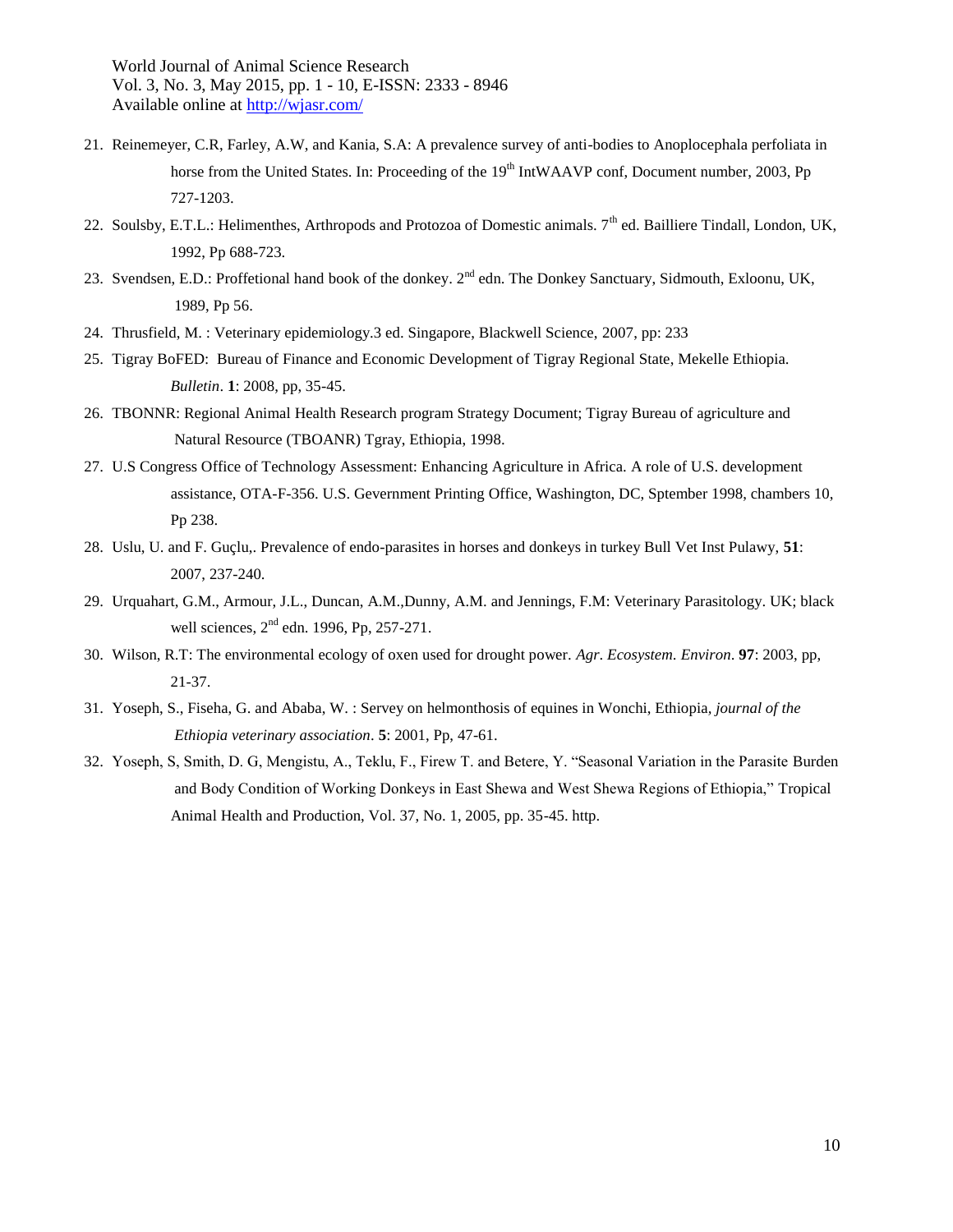21. Reinemeyer, C.R, Farley, A.W, and Kania, S.A: A prevalence survey of anti-bodies to Anoplocephala perfoliata in horse from the United States. In: Proceeding of the 19th IntWAAVP conf, Document number, 2003, Pp 727-1203.
22. Soulsby, E.T.L.: Helimenthes, Arthropods and Protozoa of Domestic animals. 7th ed. Bailliere Tindall, London, UK, 1992, Pp 688-723.
23. Svendsen, E.D.: Proffetional hand book of the donkey. 2nd edn. The Donkey Sanctuary, Sidmouth, Exloonu, UK, 1989, Pp 56.
24. Thrusfield, M. : Veterinary epidemiology.3 ed. Singapore, Blackwell Science, 2007, pp: 233
25. Tigray BoFED: Bureau of Finance and Economic Development of Tigray Regional State, Mekelle Ethiopia. *Bulletin*. **1**: 2008, pp, 35-45.
26. TBONNR: Regional Animal Health Research program Strategy Document; Tigray Bureau of agriculture and Natural Resource (TBOANR) Tgray, Ethiopia, 1998.
27. U.S Congress Office of Technology Assessment: Enhancing Agriculture in Africa. A role of U.S. development assistance, OTA-F-356. U.S. Gevernment Printing Office, Washington, DC, Sptember 1998, chambers 10, Pp 238.
28. Uslu, U. and F. Guçlu,. Prevalence of endo-parasites in horses and donkeys in turkey Bull Vet Inst Pulawy, **51**: 2007, 237-240.
29. Urquahart, G.M., Armour, J.L., Duncan, A.M.,Dunny, A.M. and Jennings, F.M: Veterinary Parasitology. UK; black well sciences, 2nd edn. 1996, Pp, 257-271.
30. Wilson, R.T: The environmental ecology of oxen used for drought power. *Agr. Ecosystem. Environ*. **97**: 2003, pp, 21-37.
31. Yoseph, S., Fiseha, G. and Ababa, W. : Servey on helmonthosis of equines in Wonchi, Ethiopia, *journal of the Ethiopia veterinary association*. **5**: 2001, Pp, 47-61.
32. Yoseph, S, Smith, D. G, Mengistu, A., Teklu, F., Firew T. and Betere, Y. "Seasonal Variation in the Parasite Burden and Body Condition of Working Donkeys in East Shewa and West Shewa Regions of Ethiopia," Tropical Animal Health and Production, Vol. 37, No. 1, 2005, pp. 35-45. http.